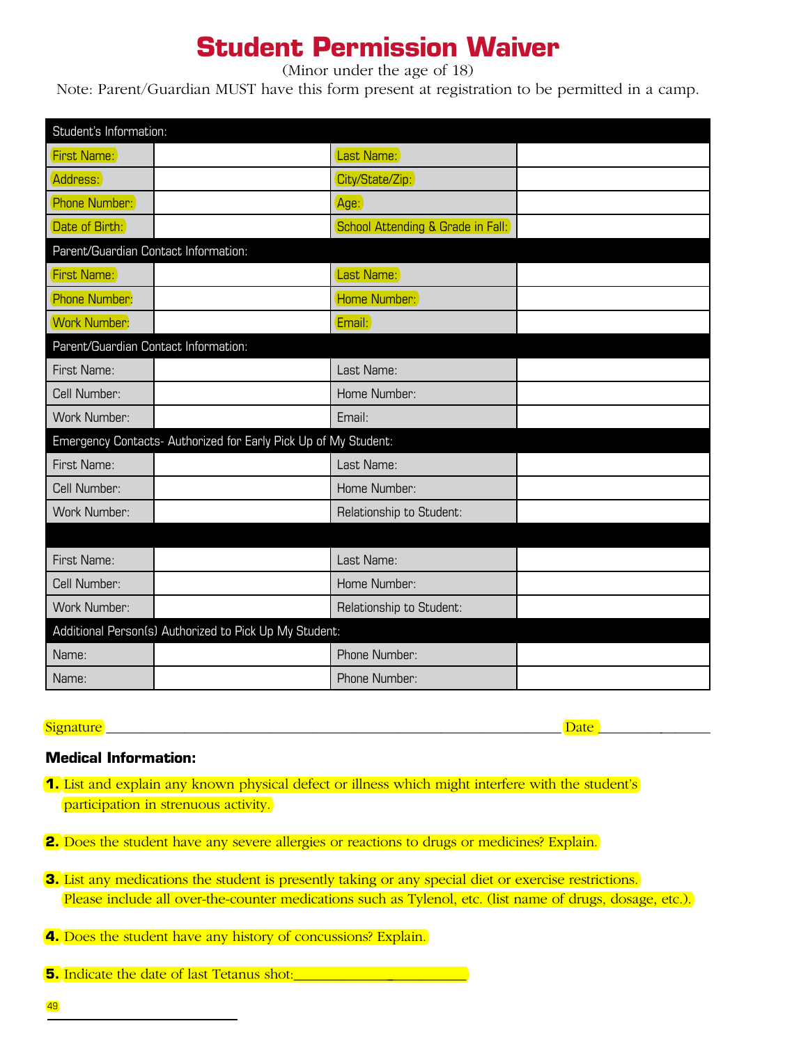# Student Permission Waiver

(Minor under the age of 18)

Note: Parent/Guardian MUST have this form present at registration to be permitted in a camp.

| Student's Information: | | | |
|---|---|---|---|
| First Name: | | Last Name: | |
| Address: | | City/State/Zip: | |
| Phone Number: | | Age: | |
| Date of Birth: | | School Attending & Grade in Fall: | |
| **Parent/Guardian Contact Information:** | | | |
| First Name: | | Last Name: | |
| Phone Number: | | Home Number: | |
| Work Number: | | Email: | |
| **Parent/Guardian Contact Information:** | | | |
| First Name: | | Last Name: | |
| Cell Number: | | Home Number: | |
| Work Number: | | Email: | |
| **Emergency Contacts- Authorized for Early Pick Up of My Student:** | | | |
| First Name: | | Last Name: | |
| Cell Number: | | Home Number: | |
| Work Number: | | Relationship to Student: | |
| | | | |
| First Name: | | Last Name: | |
| Cell Number: | | Home Number: | |
| Work Number: | | Relationship to Student: | |
| **Additional Person(s) Authorized to Pick Up My Student:** | | | |
| Name: | | Phone Number: | |
| Name: | | Phone Number: | |

Signature ______________________________________________________________ Date ________________

**Medical Information:**

**1.** List and explain any known physical defect or illness which might interfere with the student's participation in strenuous activity.

**2.** Does the student have any severe allergies or reactions to drugs or medicines? Explain.

**3.** List any medications the student is presently taking or any special diet or exercise restrictions. Please include all over-the-counter medications such as Tylenol, etc. (list name of drugs, dosage, etc.).

**4.** Does the student have any history of concussions? Explain.

**5.** Indicate the date of last Tetanus shot:________________________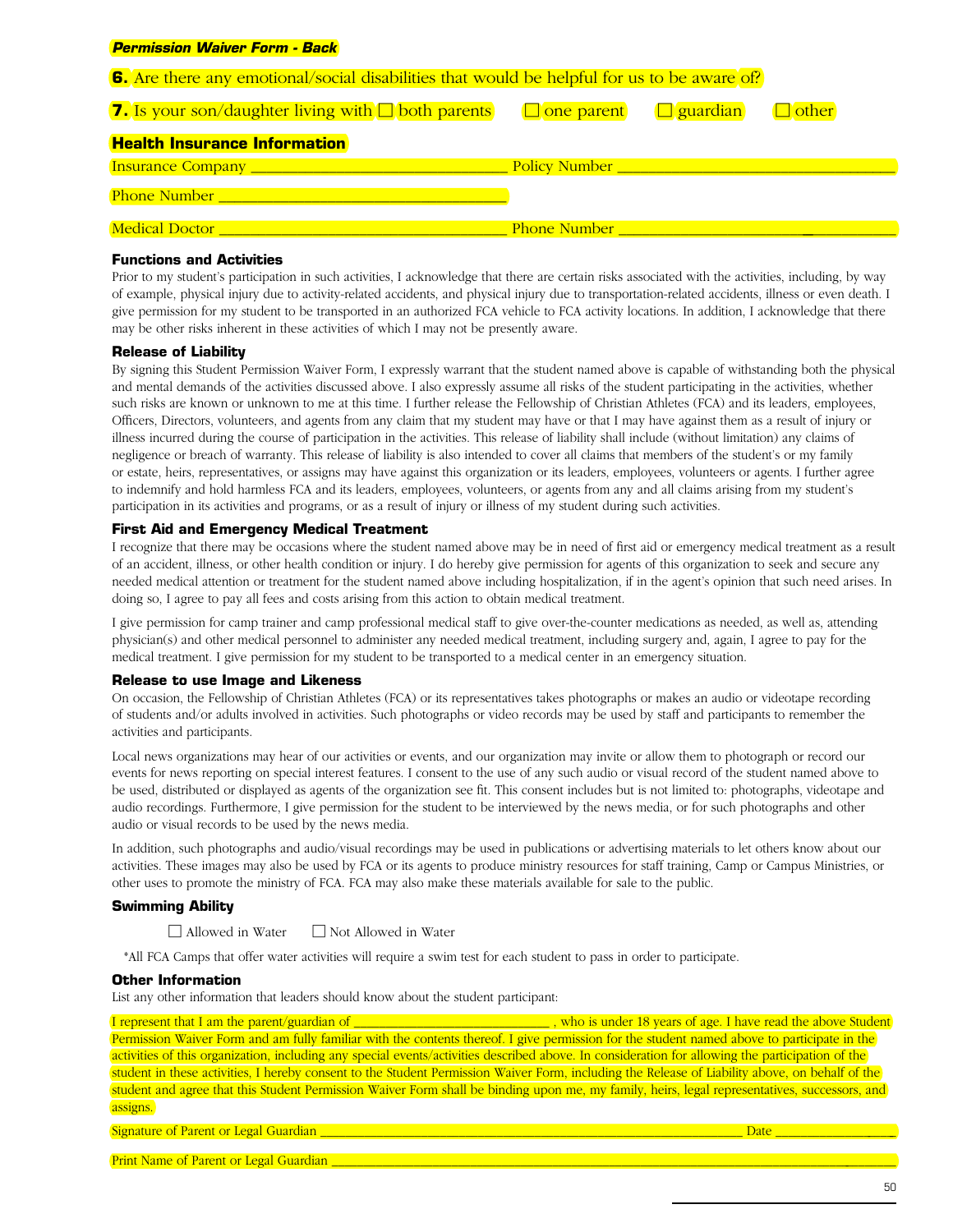*Permission Waiver Form - Back*

**6.** Are there any emotional/social disabilities that would be helpful for us to be aware of?

**7.** Is your son/daughter living with ☐ both parents ☐ one parent ☐ guardian ☐ other

**Health Insurance Information**

Insurance Company ________________________________ Policy Number ___________________________________

Phone Number ____________________________________

Medical Doctor ___________________________________ Phone Number ___________________________________

**Functions and Activities**

Prior to my student's participation in such activities, I acknowledge that there are certain risks associated with the activities, including, by way of example, physical injury due to activity-related accidents, and physical injury due to transportation-related accidents, illness or even death. I give permission for my student to be transported in an authorized FCA vehicle to FCA activity locations. In addition, I acknowledge that there may be other risks inherent in these activities of which I may not be presently aware.

**Release of Liability**

By signing this Student Permission Waiver Form, I expressly warrant that the student named above is capable of withstanding both the physical and mental demands of the activities discussed above. I also expressly assume all risks of the student participating in the activities, whether such risks are known or unknown to me at this time. I further release the Fellowship of Christian Athletes (FCA) and its leaders, employees, Officers, Directors, volunteers, and agents from any claim that my student may have or that I may have against them as a result of injury or illness incurred during the course of participation in the activities. This release of liability shall include (without limitation) any claims of negligence or breach of warranty. This release of liability is also intended to cover all claims that members of the student's or my family or estate, heirs, representatives, or assigns may have against this organization or its leaders, employees, volunteers or agents. I further agree to indemnify and hold harmless FCA and its leaders, employees, volunteers, or agents from any and all claims arising from my student's participation in its activities and programs, or as a result of injury or illness of my student during such activities.

**First Aid and Emergency Medical Treatment**

I recognize that there may be occasions where the student named above may be in need of first aid or emergency medical treatment as a result of an accident, illness, or other health condition or injury. I do hereby give permission for agents of this organization to seek and secure any needed medical attention or treatment for the student named above including hospitalization, if in the agent's opinion that such need arises. In doing so, I agree to pay all fees and costs arising from this action to obtain medical treatment.

I give permission for camp trainer and camp professional medical staff to give over-the-counter medications as needed, as well as, attending physician(s) and other medical personnel to administer any needed medical treatment, including surgery and, again, I agree to pay for the medical treatment. I give permission for my student to be transported to a medical center in an emergency situation.

**Release to use Image and Likeness**

On occasion, the Fellowship of Christian Athletes (FCA) or its representatives takes photographs or makes an audio or videotape recording of students and/or adults involved in activities. Such photographs or video records may be used by staff and participants to remember the activities and participants.

Local news organizations may hear of our activities or events, and our organization may invite or allow them to photograph or record our events for news reporting on special interest features. I consent to the use of any such audio or visual record of the student named above to be used, distributed or displayed as agents of the organization see fit. This consent includes but is not limited to: photographs, videotape and audio recordings. Furthermore, I give permission for the student to be interviewed by the news media, or for such photographs and other audio or visual records to be used by the news media.

In addition, such photographs and audio/visual recordings may be used in publications or advertising materials to let others know about our activities. These images may also be used by FCA or its agents to produce ministry resources for staff training, Camp or Campus Ministries, or other uses to promote the ministry of FCA. FCA may also make these materials available for sale to the public.

**Swimming Ability**

☐ Allowed in Water ☐ Not Allowed in Water

*All FCA Camps that offer water activities will require a swim test for each student to pass in order to participate.

**Other Information**

List any other information that leaders should know about the student participant:

I represent that I am the parent/guardian of ____________________________ , who is under 18 years of age. I have read the above Student Permission Waiver Form and am fully familiar with the contents thereof. I give permission for the student named above to participate in the activities of this organization, including any special events/activities described above. In consideration for allowing the participation of the student in these activities, I hereby consent to the Student Permission Waiver Form, including the Release of Liability above, on behalf of the student and agree that this Student Permission Waiver Form shall be binding upon me, my family, heirs, legal representatives, successors, and assigns.

Signature of Parent or Legal Guardian ______________________________________________________________ Date ________________

Print Name of Parent or Legal Guardian ____________________________________________________________________________